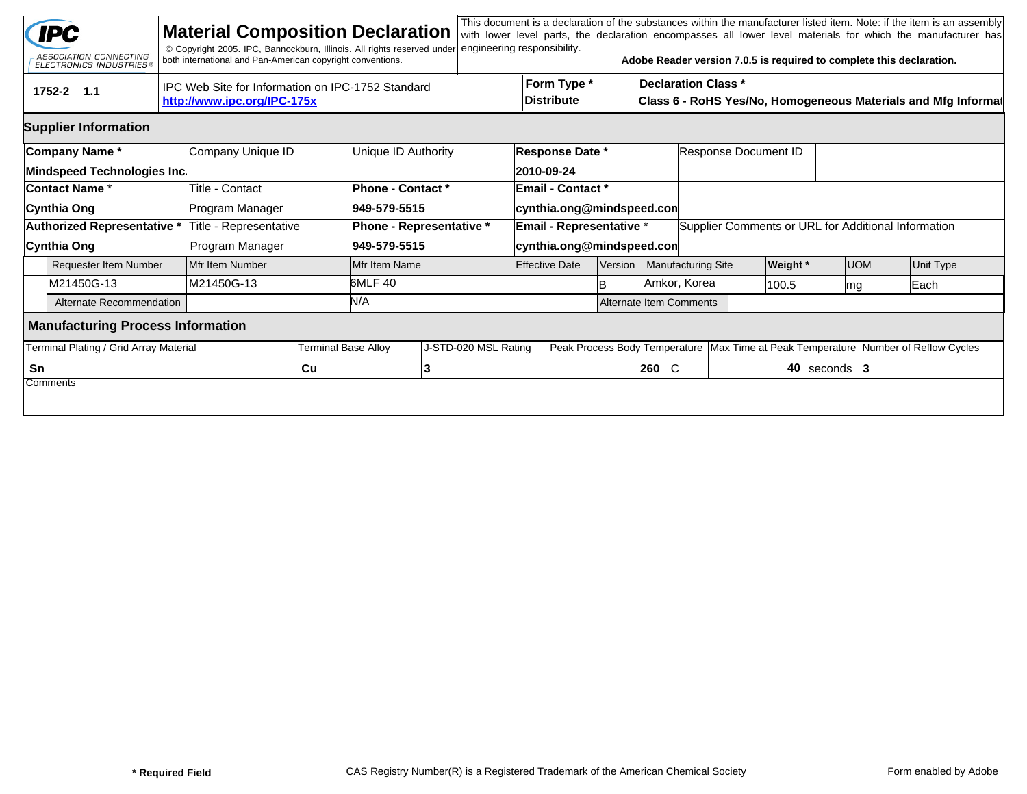**IPC** ASSOCIATION CONNECTING ELECTRONICS INDUSTRIES®

# Material Composition Declaration

© Copyright 2005. IPC, Bannockburn, Illinois. All rights reserved under both international and Pan-American copyright conventions.

This document is a declaration of the substances within the manufacturer listed item. Note: if the item is an assembly with lower level parts, the declaration encompasses all lower level materials for which the manufacturer has engineering responsibility.

**Adobe Reader version 7.0.5 is required to complete this declaration.**

| | | | |
|---|---|---|---|
| **1752-2 1.1** | IPC Web Site for Information on IPC-1752 Standard **http://www.ipc.org/IPC-175x** | **Form Type *** **Distribute** | **Declaration Class *** **Class 6 - RoHS Yes/No, Homogeneous Materials and Mfg Informat** |

## Supplier Information

| Company Name * | Company Unique ID | Unique ID Authority | Response Date * | Response Document ID |
|---|---|---|---|---|
| **Mindspeed Technologies Inc.** | | | **2010-09-24** | |
| **Contact Name *** | Title - Contact | **Phone - Contact *** | **Email - Contact *** | |
| **Cynthia Ong** | Program Manager | **949-579-5515** | **cynthia.ong@mindspeed.con** | |
| **Authorized Representative *** | Title - Representative | **Phone - Representative *** | **Email - Representative *** | Supplier Comments or URL for Additional Information |
| **Cynthia Ong** | Program Manager | **949-579-5515** | **cynthia.ong@mindspeed.con** | |

| Requester Item Number | Mfr Item Number | Mfr Item Name | Effective Date | Version | Manufacturing Site | **Weight *** | UOM | Unit Type |
|---|---|---|---|---|---|---|---|---|
| M21450G-13 | M21450G-13 | 6MLF 40 | | B | Amkor, Korea | 100.5 | mg | Each |
| Alternate Recommendation | | N/A | | Alternate Item Comments | | | | |

## Manufacturing Process Information

| Terminal Plating / Grid Array Material | Terminal Base Alloy | J-STD-020 MSL Rating | Peak Process Body Temperature | Max Time at Peak Temperature | Number of Reflow Cycles |
|---|---|---|---|---|---|
| **Sn** | **Cu** | **3** | **260** C | **40** seconds | **3** |

Comments

**\* Required Field** CAS Registry Number(R) is a Registered Trademark of the American Chemical Society Form enabled by Adobe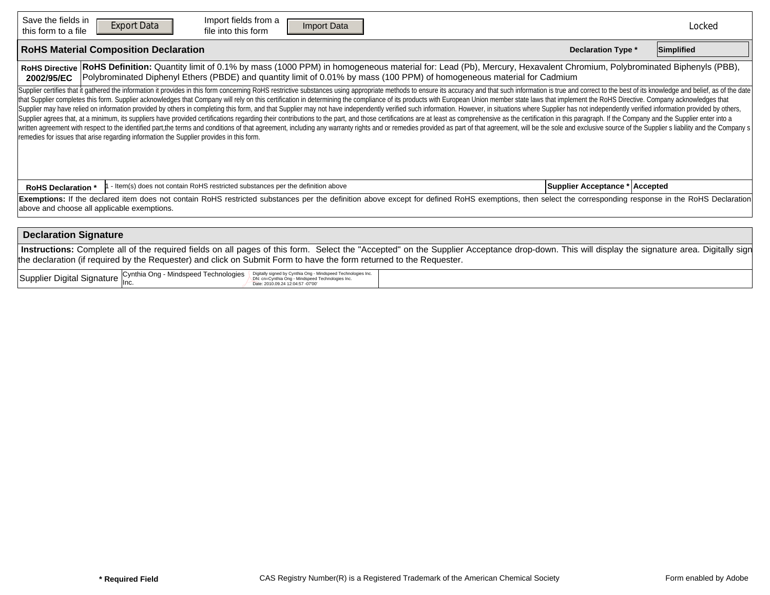| Save the fields in this form to a file | Export Data | Import fields from a file into this form | Import Data | Locked |
|---|---|---|---|---|

## RoHS Material Composition Declaration

**Declaration Type *** Simplified

| **RoHS Directive 2002/95/EC** | **RoHS Definition:** Quantity limit of 0.1% by mass (1000 PPM) in homogeneous material for: Lead (Pb), Mercury, Hexavalent Chromium, Polybrominated Biphenyls (PBB), Polybrominated Diphenyl Ethers (PBDE) and quantity limit of 0.01% by mass (100 PPM) of homogeneous material for Cadmium |
|---|---|

Supplier certifies that it gathered the information it provides in this form concerning RoHS restrictive substances using appropriate methods to ensure its accuracy and that such information is true and correct to the best of its knowledge and belief, as of the date that Supplier completes this form. Supplier acknowledges that Company will rely on this certification in determining the compliance of its products with European Union member state laws that implement the RoHS Directive. Company acknowledges that Supplier may have relied on information provided by others in completing this form, and that Supplier may not have independently verified such information. However, in situations where Supplier has not independently verified information provided by others, Supplier agrees that, at a minimum, its suppliers have provided certifications regarding their contributions to the part, and those certifications are at least as comprehensive as the certification in this paragraph. If the Company and the Supplier enter into a written agreement with respect to the identified part,the terms and conditions of that agreement, including any warranty rights and or remedies provided as part of that agreement, will be the sole and exclusive source of the Supplier s liability and the Company s remedies for issues that arise regarding information the Supplier provides in this form.

| **RoHS Declaration *** | 1 - Item(s) does not contain RoHS restricted substances per the definition above | **Supplier Acceptance *** | **Accepted** |
|---|---|---|---|

**Exemptions:** If the declared item does not contain RoHS restricted substances per the definition above except for defined RoHS exemptions, then select the corresponding response in the RoHS Declaration above and choose all applicable exemptions.

## Declaration Signature

**Instructions:** Complete all of the required fields on all pages of this form. Select the "Accepted" on the Supplier Acceptance drop-down. This will display the signature area. Digitally sign the declaration (if required by the Requester) and click on Submit Form to have the form returned to the Requester.

| Supplier Digital Signature | Cynthia Ong - Mindspeed Technologies Inc. Digitally signed by Cynthia Ong - Mindspeed Technologies Inc. DN: cn=Cynthia Ong - Mindspeed Technologies Inc. Date: 2010.09.24 12:04:57 -07'00' | |
|---|---|---|

**\* Required Field** CAS Registry Number(R) is a Registered Trademark of the American Chemical Society Form enabled by Adobe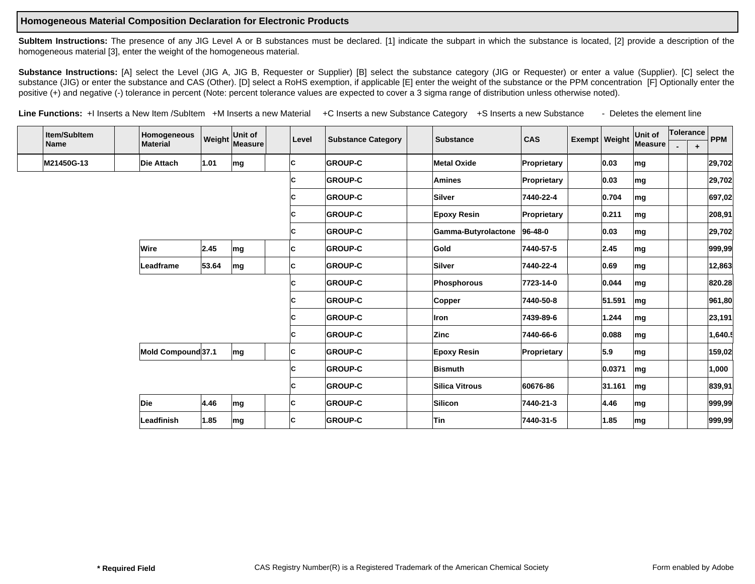## Homogeneous Material Composition Declaration for Electronic Products

**SubItem Instructions:** The presence of any JIG Level A or B substances must be declared. [1] indicate the subpart in which the substance is located, [2] provide a description of the homogeneous material [3], enter the weight of the homogeneous material.

**Substance Instructions:** [A] select the Level (JIG A, JIG B, Requester or Supplier) [B] select the substance category (JIG or Requester) or enter a value (Supplier). [C] select the substance (JIG) or enter the substance and CAS (Other). [D] select a RoHS exemption, if applicable [E] enter the weight of the substance or the PPM concentration [F] Optionally enter the positive (+) and negative (-) tolerance in percent (Note: percent tolerance values are expected to cover a 3 sigma range of distribution unless otherwise noted).

**Line Functions:** +I Inserts a New Item /SubItem +M Inserts a new Material +C Inserts a new Substance Category +S Inserts a new Substance - Deletes the element line

| | Item/SubItem Name | | Homogeneous Material | Weight | Unit of Measure | | Level | Substance Category | | Substance | CAS | Exempt | Weight | Unit of Measure | Tolerance | | PPM |
|---|---|---|---|---|---|---|---|---|---|---|---|---|---|---|---|---|---|
| | | | | | | | | | | | | | | | - | + | |
| | M21450G-13 | | Die Attach | 1.01 | mg | | C | GROUP-C | | Metal Oxide | Proprietary | | 0.03 | mg | | | 29,702 |
| | | | | | | | C | GROUP-C | | Amines | Proprietary | | 0.03 | mg | | | 29,702 |
| | | | | | | | C | GROUP-C | | Silver | 7440-22-4 | | 0.704 | mg | | | 697,02 |
| | | | | | | | C | GROUP-C | | Epoxy Resin | Proprietary | | 0.211 | mg | | | 208,91 |
| | | | | | | | C | GROUP-C | | Gamma-Butyrolactone | 96-48-0 | | 0.03 | mg | | | 29,702 |
| | | | Wire | 2.45 | mg | | C | GROUP-C | | Gold | 7440-57-5 | | 2.45 | mg | | | 999,99 |
| | | | Leadframe | 53.64 | mg | | C | GROUP-C | | Silver | 7440-22-4 | | 0.69 | mg | | | 12,863 |
| | | | | | | | C | GROUP-C | | Phosphorous | 7723-14-0 | | 0.044 | mg | | | 820.28 |
| | | | | | | | C | GROUP-C | | Copper | 7440-50-8 | | 51.591 | mg | | | 961,80 |
| | | | | | | | C | GROUP-C | | Iron | 7439-89-6 | | 1.244 | mg | | | 23,191 |
| | | | | | | | C | GROUP-C | | Zinc | 7440-66-6 | | 0.088 | mg | | | 1,640.5 |
| | | | Mold Compound | 37.1 | mg | | C | GROUP-C | | Epoxy Resin | Proprietary | | 5.9 | mg | | | 159,02 |
| | | | | | | | C | GROUP-C | | Bismuth | | | 0.0371 | mg | | | 1,000 |
| | | | | | | | C | GROUP-C | | Silica Vitrous | 60676-86 | | 31.161 | mg | | | 839,91 |
| | | | Die | 4.46 | mg | | C | GROUP-C | | Silicon | 7440-21-3 | | 4.46 | mg | | | 999,99 |
| | | | Leadfinish | 1.85 | mg | | C | GROUP-C | | Tin | 7440-31-5 | | 1.85 | mg | | | 999,99 |

**\* Required Field** CAS Registry Number(R) is a Registered Trademark of the American Chemical Society Form enabled by Adobe